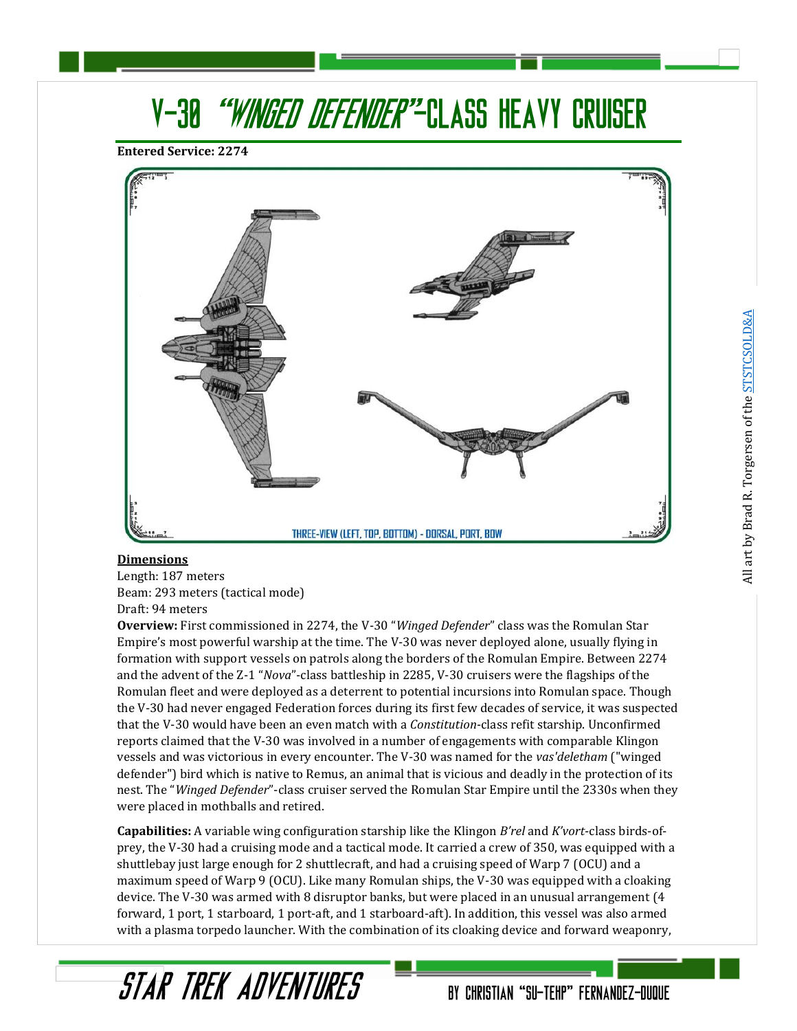# V-30 "*WINGED DEFENDER*"-CLASS HEAVY CRUISER

**Entered Service: 2274**

THREE-VIEW (LEFT, TOP, BOTTOM) - DORSAL, PORT, BOW

All art by Brad R. Torgersen of the STSTCSOLD&A

**Dimensions**

Length: 187 meters
Beam: 293 meters (tactical mode)
Draft: 94 meters

**Overview:** First commissioned in 2274, the V-30 "*Winged Defender*" class was the Romulan Star Empire's most powerful warship at the time. The V-30 was never deployed alone, usually flying in formation with support vessels on patrols along the borders of the Romulan Empire. Between 2274 and the advent of the Z-1 "*Nova*"-class battleship in 2285, V-30 cruisers were the flagships of the Romulan fleet and were deployed as a deterrent to potential incursions into Romulan space. Though the V-30 had never engaged Federation forces during its first few decades of service, it was suspected that the V-30 would have been an even match with a *Constitution*-class refit starship. Unconfirmed reports claimed that the V-30 was involved in a number of engagements with comparable Klingon vessels and was victorious in every encounter. The V-30 was named for the *vas'deletham* ("winged defender") bird which is native to Remus, an animal that is vicious and deadly in the protection of its nest. The "*Winged Defender*"-class cruiser served the Romulan Star Empire until the 2330s when they were placed in mothballs and retired.

**Capabilities:** A variable wing configuration starship like the Klingon *B'rel* and *K'vort*-class birds-of-prey, the V-30 had a cruising mode and a tactical mode. It carried a crew of 350, was equipped with a shuttlebay just large enough for 2 shuttlecraft, and had a cruising speed of Warp 7 (OCU) and a maximum speed of Warp 9 (OCU). Like many Romulan ships, the V-30 was equipped with a cloaking device. The V-30 was armed with 8 disruptor banks, but were placed in an unusual arrangement (4 forward, 1 port, 1 starboard, 1 port-aft, and 1 starboard-aft). In addition, this vessel was also armed with a plasma torpedo launcher. With the combination of its cloaking device and forward weaponry,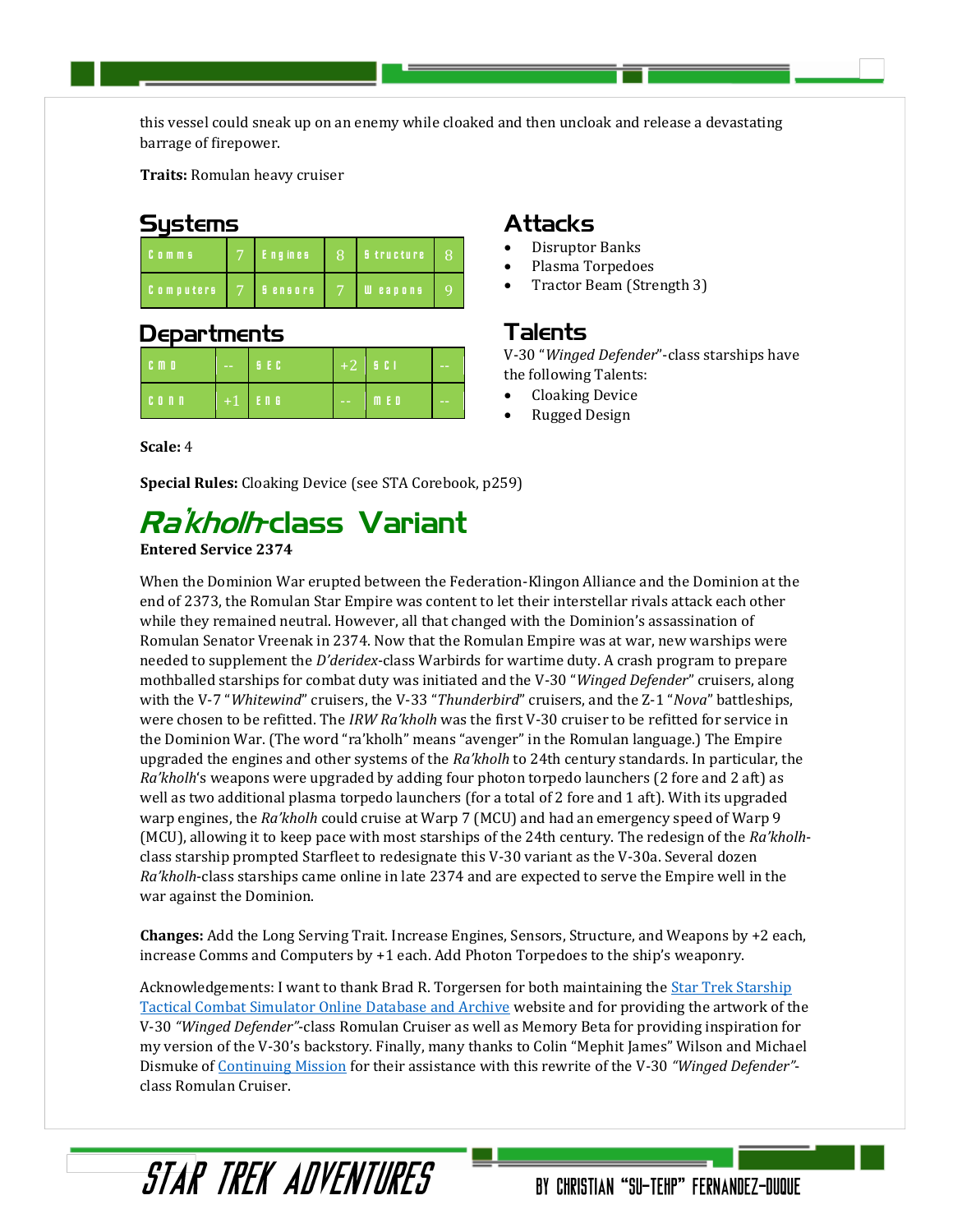this vessel could sneak up on an enemy while cloaked and then uncloak and release a devastating barrage of firepower.

**Traits:** Romulan heavy cruiser

## Systems

| | | | | | |
|---|---|---|---|---|---|
| Comms | 7 | Engines | 8 | Structure | 8 |
| Computers | 7 | Sensors | 7 | Weapons | 9 |

## Departments

| | | | | | |
|---|---|---|---|---|---|
| CMD | -- | SEC | +2 | SCI | -- |
| CONN | +1 | ENG | -- | MED | -- |

## Attacks

- Disruptor Banks
- Plasma Torpedoes
- Tractor Beam (Strength 3)

## Talents

V-30 "*Winged Defender*"-class starships have the following Talents:

- Cloaking Device
- Rugged Design

**Scale:** 4

**Special Rules:** Cloaking Device (see STA Corebook, p259)

# *Ra'kholh*-class Variant

**Entered Service 2374**

When the Dominion War erupted between the Federation-Klingon Alliance and the Dominion at the end of 2373, the Romulan Star Empire was content to let their interstellar rivals attack each other while they remained neutral. However, all that changed with the Dominion's assassination of Romulan Senator Vreenak in 2374. Now that the Romulan Empire was at war, new warships were needed to supplement the *D'deridex*-class Warbirds for wartime duty. A crash program to prepare mothballed starships for combat duty was initiated and the V-30 "*Winged Defender*" cruisers, along with the V-7 "*Whitewind*" cruisers, the V-33 "*Thunderbird*" cruisers, and the Z-1 "*Nova*" battleships, were chosen to be refitted. The *IRW Ra'kholh* was the first V-30 cruiser to be refitted for service in the Dominion War. (The word "ra'kholh" means "avenger" in the Romulan language.) The Empire upgraded the engines and other systems of the *Ra'kholh* to 24th century standards. In particular, the *Ra'kholh*'s weapons were upgraded by adding four photon torpedo launchers (2 fore and 2 aft) as well as two additional plasma torpedo launchers (for a total of 2 fore and 1 aft). With its upgraded warp engines, the *Ra'kholh* could cruise at Warp 7 (MCU) and had an emergency speed of Warp 9 (MCU), allowing it to keep pace with most starships of the 24th century. The redesign of the *Ra'kholh*-class starship prompted Starfleet to redesignate this V-30 variant as the V-30a. Several dozen *Ra'kholh*-class starships came online in late 2374 and are expected to serve the Empire well in the war against the Dominion.

**Changes:** Add the Long Serving Trait. Increase Engines, Sensors, Structure, and Weapons by +2 each, increase Comms and Computers by +1 each. Add Photon Torpedoes to the ship's weaponry.

Acknowledgements: I want to thank Brad R. Torgersen for both maintaining the Star Trek Starship Tactical Combat Simulator Online Database and Archive website and for providing the artwork of the V-30 *"Winged Defender"*-class Romulan Cruiser as well as Memory Beta for providing inspiration for my version of the V-30's backstory. Finally, many thanks to Colin "Mephit James" Wilson and Michael Dismuke of Continuing Mission for their assistance with this rewrite of the V-30 *"Winged Defender"*-class Romulan Cruiser.